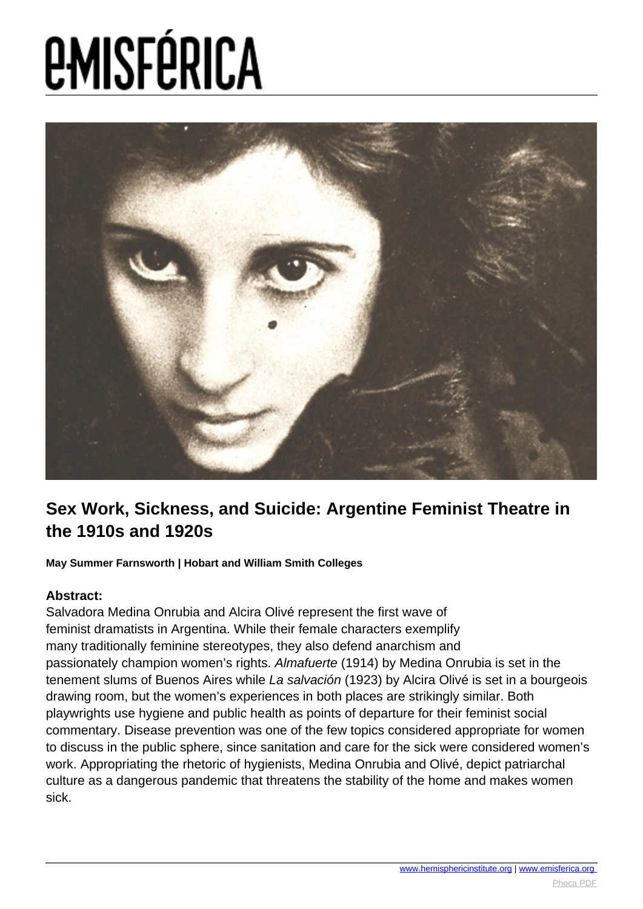# Sex Work, Sickness, and Suicide: Argentine Feminist Theatre in the 1910s and 1920s

**May Summer Farnsworth | Hobart and William Smith Colleges**

**Abstract:**

Salvadora Medina Onrubia and Alcira Olivé represent the first wave of feminist dramatists in Argentina. While their female characters exemplify many traditionally feminine stereotypes, they also defend anarchism and passionately champion women's rights. *Almafuerte* (1914) by Medina Onrubia is set in the tenement slums of Buenos Aires while *La salvación* (1923) by Alcira Olivé is set in a bourgeois drawing room, but the women's experiences in both places are strikingly similar. Both playwrights use hygiene and public health as points of departure for their feminist social commentary. Disease prevention was one of the few topics considered appropriate for women to discuss in the public sphere, since sanitation and care for the sick were considered women's work. Appropriating the rhetoric of hygienists, Medina Onrubia and Olivé, depict patriarchal culture as a dangerous pandemic that threatens the stability of the home and makes women sick.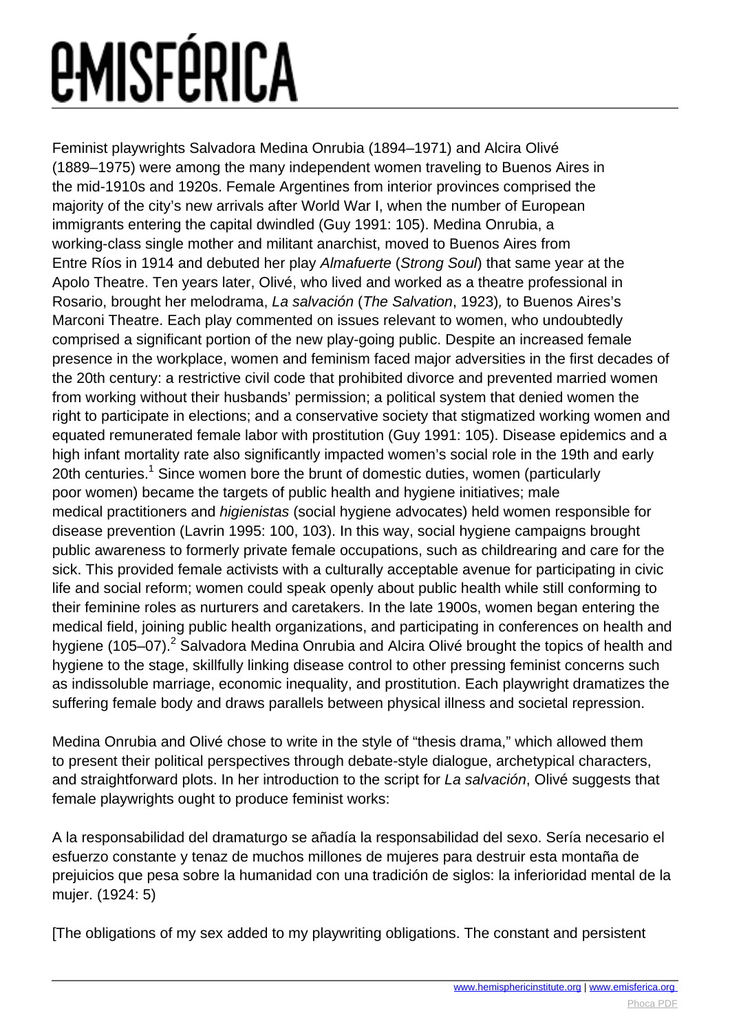Feminist playwrights Salvadora Medina Onrubia (1894–1971) and Alcira Olivé (1889–1975) were among the many independent women traveling to Buenos Aires in the mid-1910s and 1920s. Female Argentines from interior provinces comprised the majority of the city's new arrivals after World War I, when the number of European immigrants entering the capital dwindled (Guy 1991: 105). Medina Onrubia, a working-class single mother and militant anarchist, moved to Buenos Aires from Entre Ríos in 1914 and debuted her play *Almafuerte* (*Strong Soul*) that same year at the Apolo Theatre. Ten years later, Olivé, who lived and worked as a theatre professional in Rosario, brought her melodrama, *La salvación* (*The Salvation*, 1923), to Buenos Aires's Marconi Theatre. Each play commented on issues relevant to women, who undoubtedly comprised a significant portion of the new play-going public. Despite an increased female presence in the workplace, women and feminism faced major adversities in the first decades of the 20th century: a restrictive civil code that prohibited divorce and prevented married women from working without their husbands' permission; a political system that denied women the right to participate in elections; and a conservative society that stigmatized working women and equated remunerated female labor with prostitution (Guy 1991: 105). Disease epidemics and a high infant mortality rate also significantly impacted women's social role in the 19th and early 20th centuries.[1] Since women bore the brunt of domestic duties, women (particularly poor women) became the targets of public health and hygiene initiatives; male medical practitioners and *higienistas* (social hygiene advocates) held women responsible for disease prevention (Lavrin 1995: 100, 103). In this way, social hygiene campaigns brought public awareness to formerly private female occupations, such as childrearing and care for the sick. This provided female activists with a culturally acceptable avenue for participating in civic life and social reform; women could speak openly about public health while still conforming to their feminine roles as nurturers and caretakers. In the late 1900s, women began entering the medical field, joining public health organizations, and participating in conferences on health and hygiene (105–07).[2] Salvadora Medina Onrubia and Alcira Olivé brought the topics of health and hygiene to the stage, skillfully linking disease control to other pressing feminist concerns such as indissoluble marriage, economic inequality, and prostitution. Each playwright dramatizes the suffering female body and draws parallels between physical illness and societal repression.

Medina Onrubia and Olivé chose to write in the style of "thesis drama," which allowed them to present their political perspectives through debate-style dialogue, archetypical characters, and straightforward plots. In her introduction to the script for *La salvación*, Olivé suggests that female playwrights ought to produce feminist works:

A la responsabilidad del dramaturgo se añadía la responsabilidad del sexo. Sería necesario el esfuerzo constante y tenaz de muchos millones de mujeres para destruir esta montaña de prejuicios que pesa sobre la humanidad con una tradición de siglos: la inferioridad mental de la mujer. (1924: 5)

[The obligations of my sex added to my playwriting obligations. The constant and persistent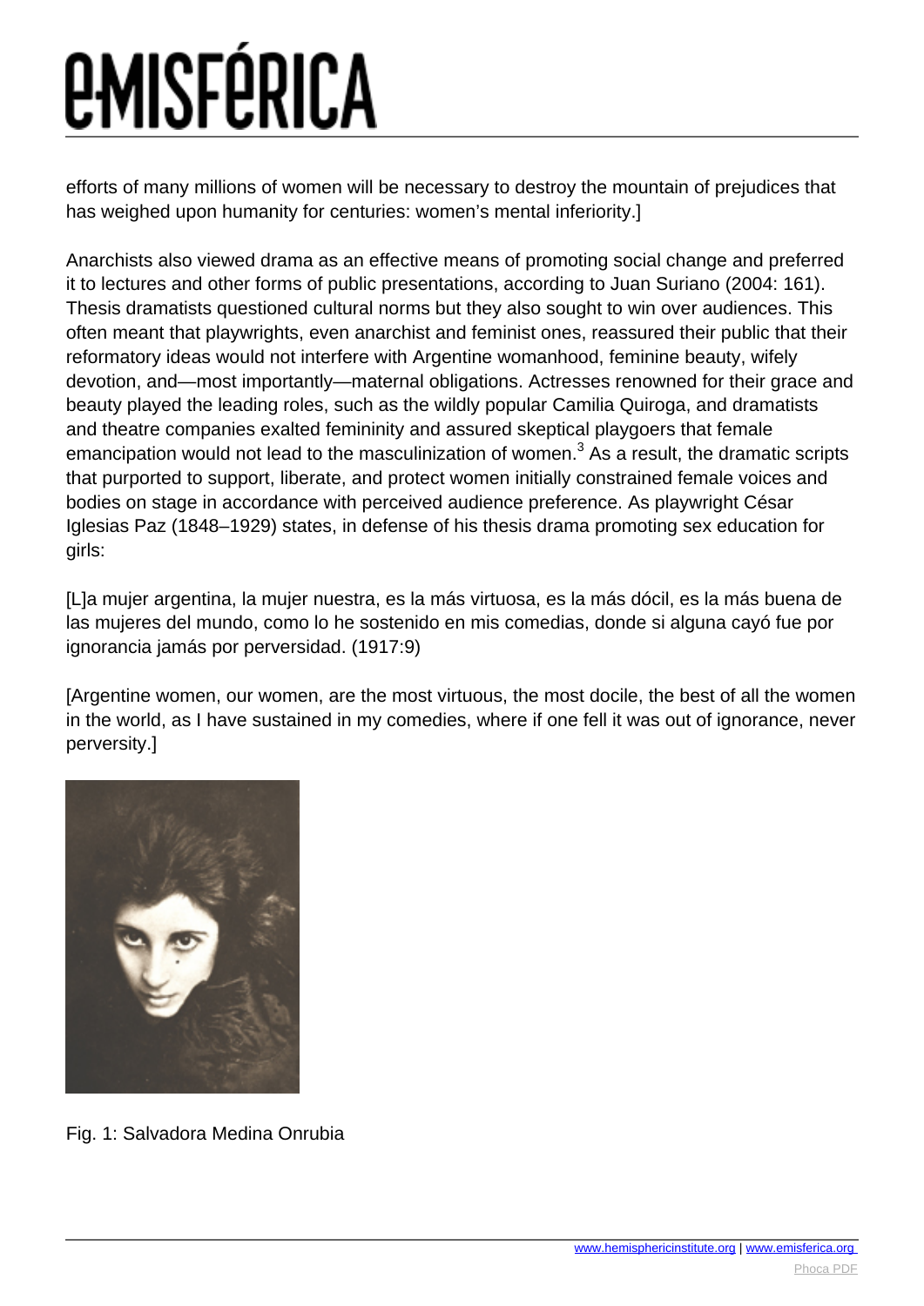efforts of many millions of women will be necessary to destroy the mountain of prejudices that has weighed upon humanity for centuries: women's mental inferiority.]

Anarchists also viewed drama as an effective means of promoting social change and preferred it to lectures and other forms of public presentations, according to Juan Suriano (2004: 161). Thesis dramatists questioned cultural norms but they also sought to win over audiences. This often meant that playwrights, even anarchist and feminist ones, reassured their public that their reformatory ideas would not interfere with Argentine womanhood, feminine beauty, wifely devotion, and—most importantly—maternal obligations. Actresses renowned for their grace and beauty played the leading roles, such as the wildly popular Camilia Quiroga, and dramatists and theatre companies exalted femininity and assured skeptical playgoers that female emancipation would not lead to the masculinization of women.[3] As a result, the dramatic scripts that purported to support, liberate, and protect women initially constrained female voices and bodies on stage in accordance with perceived audience preference. As playwright César Iglesias Paz (1848–1929) states, in defense of his thesis drama promoting sex education for girls:

[L]a mujer argentina, la mujer nuestra, es la más virtuosa, es la más dócil, es la más buena de las mujeres del mundo, como lo he sostenido en mis comedias, donde si alguna cayó fue por ignorancia jamás por perversidad. (1917:9)

[Argentine women, our women, are the most virtuous, the most docile, the best of all the women in the world, as I have sustained in my comedies, where if one fell it was out of ignorance, never perversity.]

Fig. 1: Salvadora Medina Onrubia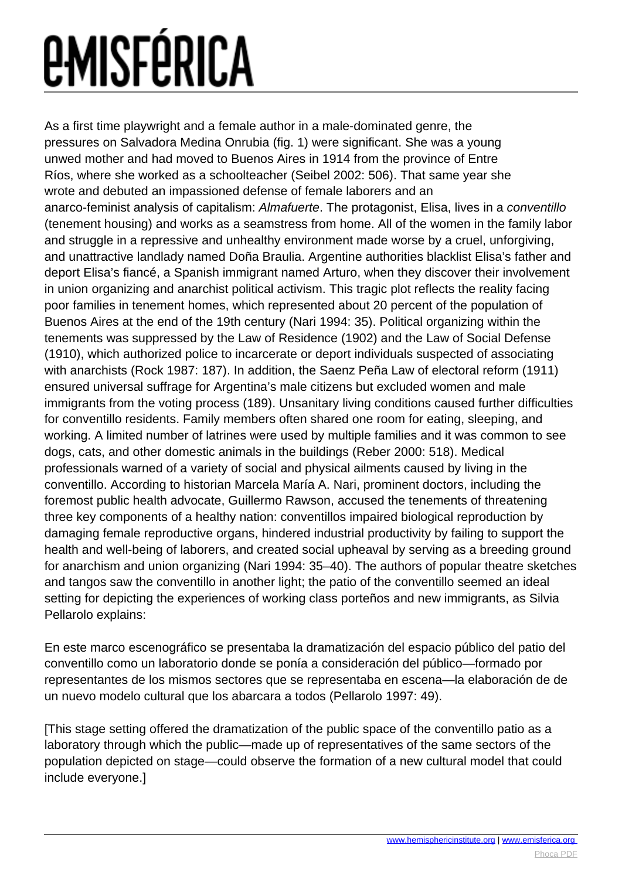As a first time playwright and a female author in a male-dominated genre, the pressures on Salvadora Medina Onrubia (fig. 1) were significant. She was a young unwed mother and had moved to Buenos Aires in 1914 from the province of Entre Ríos, where she worked as a schoolteacher (Seibel 2002: 506). That same year she wrote and debuted an impassioned defense of female laborers and an anarco-feminist analysis of capitalism: *Almafuerte*. The protagonist, Elisa, lives in a *conventillo* (tenement housing) and works as a seamstress from home. All of the women in the family labor and struggle in a repressive and unhealthy environment made worse by a cruel, unforgiving, and unattractive landlady named Doña Braulia. Argentine authorities blacklist Elisa's father and deport Elisa's fiancé, a Spanish immigrant named Arturo, when they discover their involvement in union organizing and anarchist political activism. This tragic plot reflects the reality facing poor families in tenement homes, which represented about 20 percent of the population of Buenos Aires at the end of the 19th century (Nari 1994: 35). Political organizing within the tenements was suppressed by the Law of Residence (1902) and the Law of Social Defense (1910), which authorized police to incarcerate or deport individuals suspected of associating with anarchists (Rock 1987: 187). In addition, the Saenz Peña Law of electoral reform (1911) ensured universal suffrage for Argentina's male citizens but excluded women and male immigrants from the voting process (189). Unsanitary living conditions caused further difficulties for conventillo residents. Family members often shared one room for eating, sleeping, and working. A limited number of latrines were used by multiple families and it was common to see dogs, cats, and other domestic animals in the buildings (Reber 2000: 518). Medical professionals warned of a variety of social and physical ailments caused by living in the conventillo. According to historian Marcela María A. Nari, prominent doctors, including the foremost public health advocate, Guillermo Rawson, accused the tenements of threatening three key components of a healthy nation: conventillos impaired biological reproduction by damaging female reproductive organs, hindered industrial productivity by failing to support the health and well-being of laborers, and created social upheaval by serving as a breeding ground for anarchism and union organizing (Nari 1994: 35–40). The authors of popular theatre sketches and tangos saw the conventillo in another light; the patio of the conventillo seemed an ideal setting for depicting the experiences of working class porteños and new immigrants, as Silvia Pellarolo explains:

En este marco escenográfico se presentaba la dramatización del espacio público del patio del conventillo como un laboratorio donde se ponía a consideración del público—formado por representantes de los mismos sectores que se representaba en escena—la elaboración de de un nuevo modelo cultural que los abarcara a todos (Pellarolo 1997: 49).

[This stage setting offered the dramatization of the public space of the conventillo patio as a laboratory through which the public—made up of representatives of the same sectors of the population depicted on stage—could observe the formation of a new cultural model that could include everyone.]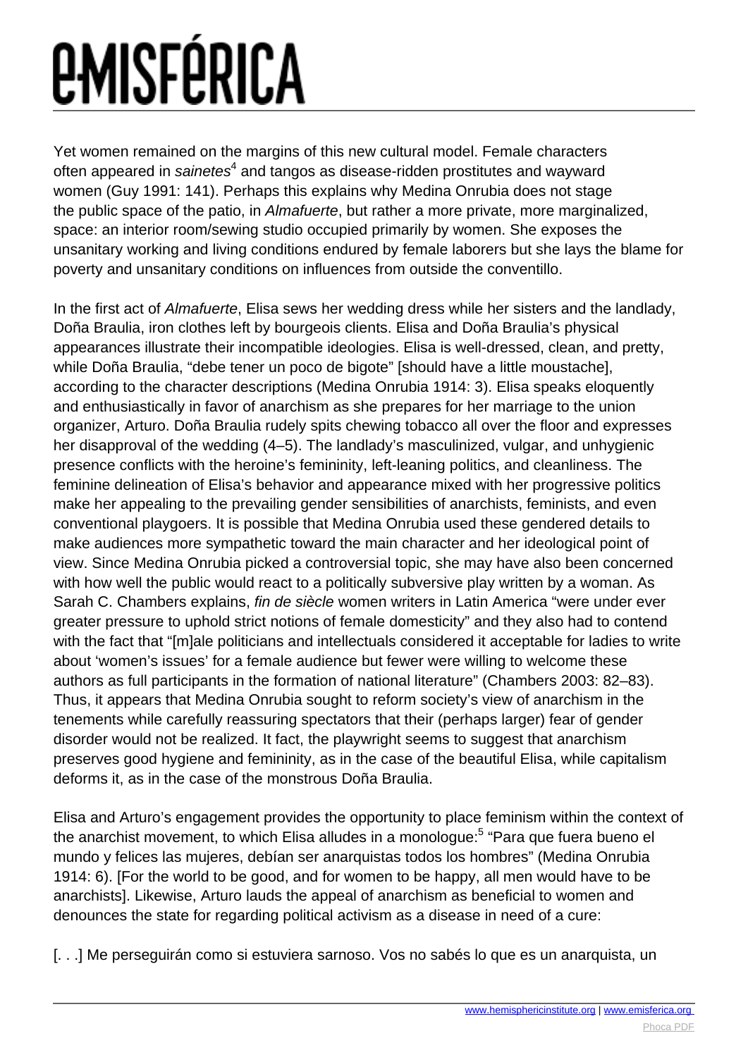Yet women remained on the margins of this new cultural model. Female characters often appeared in *sainetes*[4] and tangos as disease-ridden prostitutes and wayward women (Guy 1991: 141). Perhaps this explains why Medina Onrubia does not stage the public space of the patio, in *Almafuerte*, but rather a more private, more marginalized, space: an interior room/sewing studio occupied primarily by women. She exposes the unsanitary working and living conditions endured by female laborers but she lays the blame for poverty and unsanitary conditions on influences from outside the conventillo.

In the first act of *Almafuerte*, Elisa sews her wedding dress while her sisters and the landlady, Doña Braulia, iron clothes left by bourgeois clients. Elisa and Doña Braulia's physical appearances illustrate their incompatible ideologies. Elisa is well-dressed, clean, and pretty, while Doña Braulia, "debe tener un poco de bigote" [should have a little moustache], according to the character descriptions (Medina Onrubia 1914: 3). Elisa speaks eloquently and enthusiastically in favor of anarchism as she prepares for her marriage to the union organizer, Arturo. Doña Braulia rudely spits chewing tobacco all over the floor and expresses her disapproval of the wedding (4–5). The landlady's masculinized, vulgar, and unhygienic presence conflicts with the heroine's femininity, left-leaning politics, and cleanliness. The feminine delineation of Elisa's behavior and appearance mixed with her progressive politics make her appealing to the prevailing gender sensibilities of anarchists, feminists, and even conventional playgoers. It is possible that Medina Onrubia used these gendered details to make audiences more sympathetic toward the main character and her ideological point of view. Since Medina Onrubia picked a controversial topic, she may have also been concerned with how well the public would react to a politically subversive play written by a woman. As Sarah C. Chambers explains, *fin de siècle* women writers in Latin America "were under ever greater pressure to uphold strict notions of female domesticity" and they also had to contend with the fact that "[m]ale politicians and intellectuals considered it acceptable for ladies to write about 'women's issues' for a female audience but fewer were willing to welcome these authors as full participants in the formation of national literature" (Chambers 2003: 82–83). Thus, it appears that Medina Onrubia sought to reform society's view of anarchism in the tenements while carefully reassuring spectators that their (perhaps larger) fear of gender disorder would not be realized. It fact, the playwright seems to suggest that anarchism preserves good hygiene and femininity, as in the case of the beautiful Elisa, while capitalism deforms it, as in the case of the monstrous Doña Braulia.

Elisa and Arturo's engagement provides the opportunity to place feminism within the context of the anarchist movement, to which Elisa alludes in a monologue:[5] "Para que fuera bueno el mundo y felices las mujeres, debían ser anarquistas todos los hombres" (Medina Onrubia 1914: 6). [For the world to be good, and for women to be happy, all men would have to be anarchists]. Likewise, Arturo lauds the appeal of anarchism as beneficial to women and denounces the state for regarding political activism as a disease in need of a cure:

[. . .] Me perseguirán como si estuviera sarnoso. Vos no sabés lo que es un anarquista, un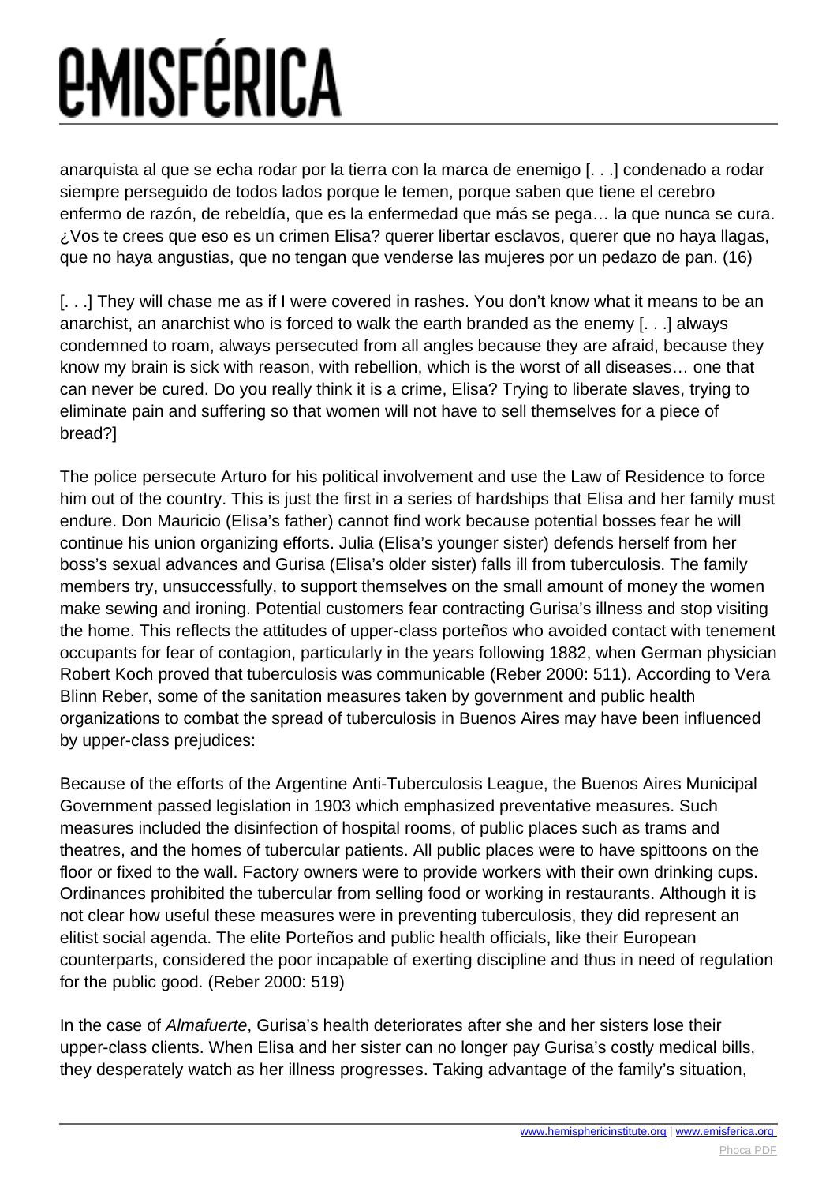anarquista al que se echa rodar por la tierra con la marca de enemigo [. . .] condenado a rodar siempre perseguido de todos lados porque le temen, porque saben que tiene el cerebro enfermo de razón, de rebeldía, que es la enfermedad que más se pega… la que nunca se cura. ¿Vos te crees que eso es un crimen Elisa? querer libertar esclavos, querer que no haya llagas, que no haya angustias, que no tengan que venderse las mujeres por un pedazo de pan. (16)

[. . .] They will chase me as if I were covered in rashes. You don't know what it means to be an anarchist, an anarchist who is forced to walk the earth branded as the enemy [. . .] always condemned to roam, always persecuted from all angles because they are afraid, because they know my brain is sick with reason, with rebellion, which is the worst of all diseases… one that can never be cured. Do you really think it is a crime, Elisa? Trying to liberate slaves, trying to eliminate pain and suffering so that women will not have to sell themselves for a piece of bread?]

The police persecute Arturo for his political involvement and use the Law of Residence to force him out of the country. This is just the first in a series of hardships that Elisa and her family must endure. Don Mauricio (Elisa's father) cannot find work because potential bosses fear he will continue his union organizing efforts. Julia (Elisa's younger sister) defends herself from her boss's sexual advances and Gurisa (Elisa's older sister) falls ill from tuberculosis. The family members try, unsuccessfully, to support themselves on the small amount of money the women make sewing and ironing. Potential customers fear contracting Gurisa's illness and stop visiting the home. This reflects the attitudes of upper-class porteños who avoided contact with tenement occupants for fear of contagion, particularly in the years following 1882, when German physician Robert Koch proved that tuberculosis was communicable (Reber 2000: 511). According to Vera Blinn Reber, some of the sanitation measures taken by government and public health organizations to combat the spread of tuberculosis in Buenos Aires may have been influenced by upper-class prejudices:

Because of the efforts of the Argentine Anti-Tuberculosis League, the Buenos Aires Municipal Government passed legislation in 1903 which emphasized preventative measures. Such measures included the disinfection of hospital rooms, of public places such as trams and theatres, and the homes of tubercular patients. All public places were to have spittoons on the floor or fixed to the wall. Factory owners were to provide workers with their own drinking cups. Ordinances prohibited the tubercular from selling food or working in restaurants. Although it is not clear how useful these measures were in preventing tuberculosis, they did represent an elitist social agenda. The elite Porteños and public health officials, like their European counterparts, considered the poor incapable of exerting discipline and thus in need of regulation for the public good. (Reber 2000: 519)

In the case of *Almafuerte*, Gurisa's health deteriorates after she and her sisters lose their upper-class clients. When Elisa and her sister can no longer pay Gurisa's costly medical bills, they desperately watch as her illness progresses. Taking advantage of the family's situation,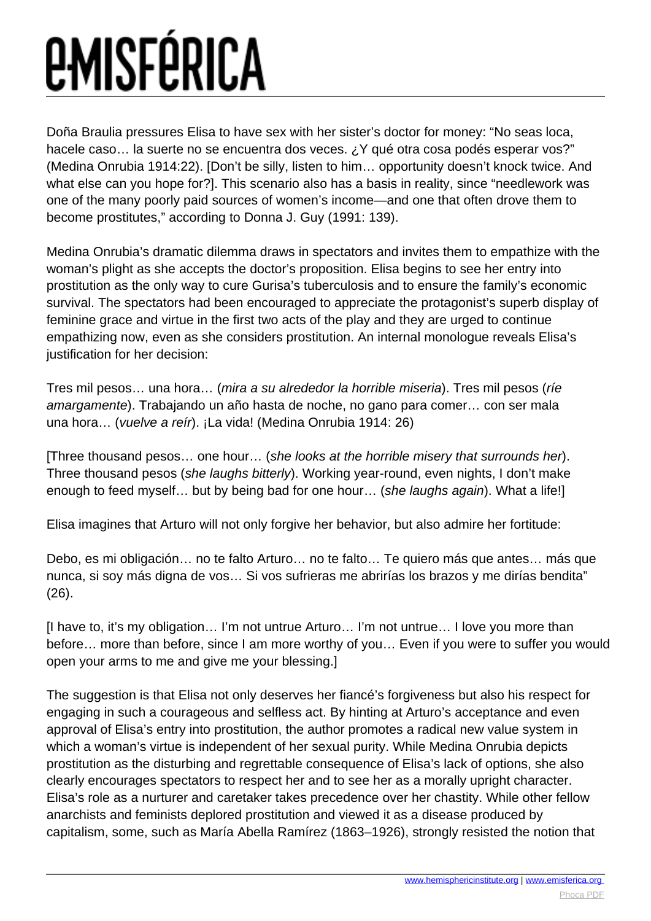Doña Braulia pressures Elisa to have sex with her sister's doctor for money: "No seas loca, hacele caso… la suerte no se encuentra dos veces. ¿Y qué otra cosa podés esperar vos?" (Medina Onrubia 1914:22). [Don't be silly, listen to him… opportunity doesn't knock twice. And what else can you hope for?]. This scenario also has a basis in reality, since "needlework was one of the many poorly paid sources of women's income—and one that often drove them to become prostitutes," according to Donna J. Guy (1991: 139).

Medina Onrubia's dramatic dilemma draws in spectators and invites them to empathize with the woman's plight as she accepts the doctor's proposition. Elisa begins to see her entry into prostitution as the only way to cure Gurisa's tuberculosis and to ensure the family's economic survival. The spectators had been encouraged to appreciate the protagonist's superb display of feminine grace and virtue in the first two acts of the play and they are urged to continue empathizing now, even as she considers prostitution. An internal monologue reveals Elisa's justification for her decision:

Tres mil pesos… una hora… (*mira a su alrededor la horrible miseria*). Tres mil pesos (*ríe amargamente*). Trabajando un año hasta de noche, no gano para comer… con ser mala una hora… (*vuelve a reír*). ¡La vida! (Medina Onrubia 1914: 26)

[Three thousand pesos… one hour… (*she looks at the horrible misery that surrounds her*). Three thousand pesos (*she laughs bitterly*). Working year-round, even nights, I don't make enough to feed myself… but by being bad for one hour… (*she laughs again*). What a life!]

Elisa imagines that Arturo will not only forgive her behavior, but also admire her fortitude:

Debo, es mi obligación… no te falto Arturo… no te falto… Te quiero más que antes… más que nunca, si soy más digna de vos… Si vos sufrieras me abrirías los brazos y me dirías bendita" (26).

[I have to, it's my obligation… I'm not untrue Arturo… I'm not untrue… I love you more than before… more than before, since I am more worthy of you… Even if you were to suffer you would open your arms to me and give me your blessing.]

The suggestion is that Elisa not only deserves her fiancé's forgiveness but also his respect for engaging in such a courageous and selfless act. By hinting at Arturo's acceptance and even approval of Elisa's entry into prostitution, the author promotes a radical new value system in which a woman's virtue is independent of her sexual purity. While Medina Onrubia depicts prostitution as the disturbing and regrettable consequence of Elisa's lack of options, she also clearly encourages spectators to respect her and to see her as a morally upright character. Elisa's role as a nurturer and caretaker takes precedence over her chastity. While other fellow anarchists and feminists deplored prostitution and viewed it as a disease produced by capitalism, some, such as María Abella Ramírez (1863–1926), strongly resisted the notion that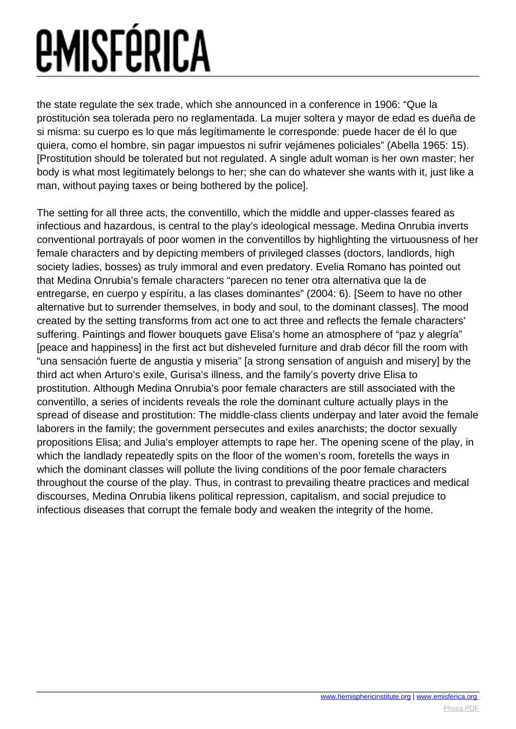the state regulate the sex trade, which she announced in a conference in 1906: "Que la prostitución sea tolerada pero no reglamentada. La mujer soltera y mayor de edad es dueña de si misma: su cuerpo es lo que más legítimamente le corresponde: puede hacer de él lo que quiera, como el hombre, sin pagar impuestos ni sufrir vejámenes policiales" (Abella 1965: 15). [Prostitution should be tolerated but not regulated. A single adult woman is her own master; her body is what most legitimately belongs to her; she can do whatever she wants with it, just like a man, without paying taxes or being bothered by the police].

The setting for all three acts, the conventillo, which the middle and upper-classes feared as infectious and hazardous, is central to the play's ideological message. Medina Onrubia inverts conventional portrayals of poor women in the conventillos by highlighting the virtuousness of her female characters and by depicting members of privileged classes (doctors, landlords, high society ladies, bosses) as truly immoral and even predatory. Evelia Romano has pointed out that Medina Onrubia's female characters "parecen no tener otra alternativa que la de entregarse, en cuerpo y espíritu, a las clases dominantes" (2004: 6). [Seem to have no other alternative but to surrender themselves, in body and soul, to the dominant classes]. The mood created by the setting transforms from act one to act three and reflects the female characters' suffering. Paintings and flower bouquets gave Elisa's home an atmosphere of "paz y alegría" [peace and happiness] in the first act but disheveled furniture and drab décor fill the room with "una sensación fuerte de angustia y miseria" [a strong sensation of anguish and misery] by the third act when Arturo's exile, Gurisa's illness, and the family's poverty drive Elisa to prostitution. Although Medina Onrubia's poor female characters are still associated with the conventillo, a series of incidents reveals the role the dominant culture actually plays in the spread of disease and prostitution: The middle-class clients underpay and later avoid the female laborers in the family; the government persecutes and exiles anarchists; the doctor sexually propositions Elisa; and Julia's employer attempts to rape her. The opening scene of the play, in which the landlady repeatedly spits on the floor of the women's room, foretells the ways in which the dominant classes will pollute the living conditions of the poor female characters throughout the course of the play. Thus, in contrast to prevailing theatre practices and medical discourses, Medina Onrubia likens political repression, capitalism, and social prejudice to infectious diseases that corrupt the female body and weaken the integrity of the home.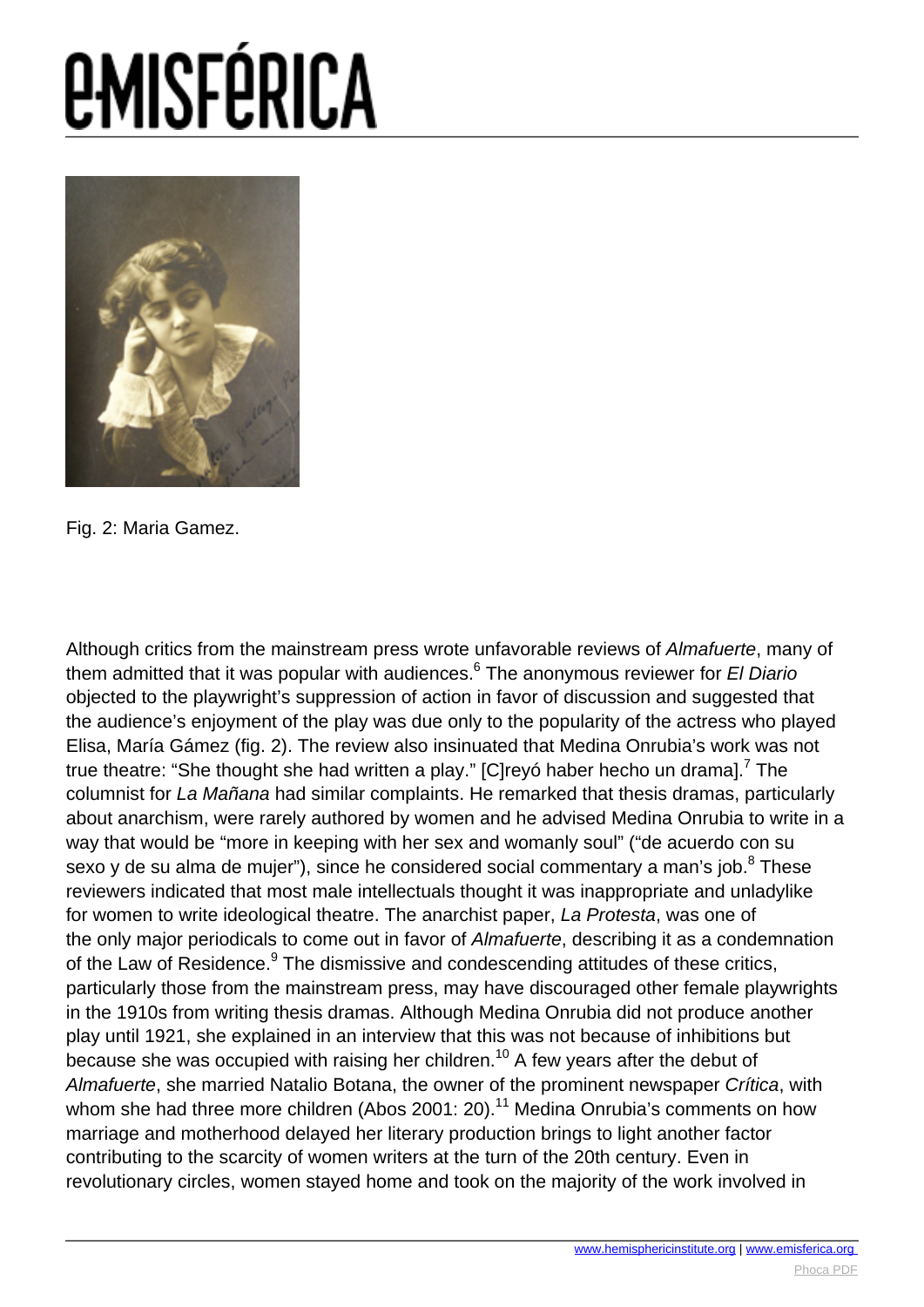Fig. 2: Maria Gamez.

Although critics from the mainstream press wrote unfavorable reviews of *Almafuerte*, many of them admitted that it was popular with audiences.[6] The anonymous reviewer for *El Diario* objected to the playwright's suppression of action in favor of discussion and suggested that the audience's enjoyment of the play was due only to the popularity of the actress who played Elisa, María Gámez (fig. 2). The review also insinuated that Medina Onrubia's work was not true theatre: "She thought she had written a play." [C]reyó haber hecho un drama].[7] The columnist for *La Mañana* had similar complaints. He remarked that thesis dramas, particularly about anarchism, were rarely authored by women and he advised Medina Onrubia to write in a way that would be "more in keeping with her sex and womanly soul" ("de acuerdo con su sexo y de su alma de mujer"), since he considered social commentary a man's job.[8] These reviewers indicated that most male intellectuals thought it was inappropriate and unladylike for women to write ideological theatre. The anarchist paper, *La Protesta*, was one of the only major periodicals to come out in favor of *Almafuerte*, describing it as a condemnation of the Law of Residence.[9] The dismissive and condescending attitudes of these critics, particularly those from the mainstream press, may have discouraged other female playwrights in the 1910s from writing thesis dramas. Although Medina Onrubia did not produce another play until 1921, she explained in an interview that this was not because of inhibitions but because she was occupied with raising her children.[10] A few years after the debut of *Almafuerte*, she married Natalio Botana, the owner of the prominent newspaper *Crítica*, with whom she had three more children (Abos 2001: 20).[11] Medina Onrubia's comments on how marriage and motherhood delayed her literary production brings to light another factor contributing to the scarcity of women writers at the turn of the 20th century. Even in revolutionary circles, women stayed home and took on the majority of the work involved in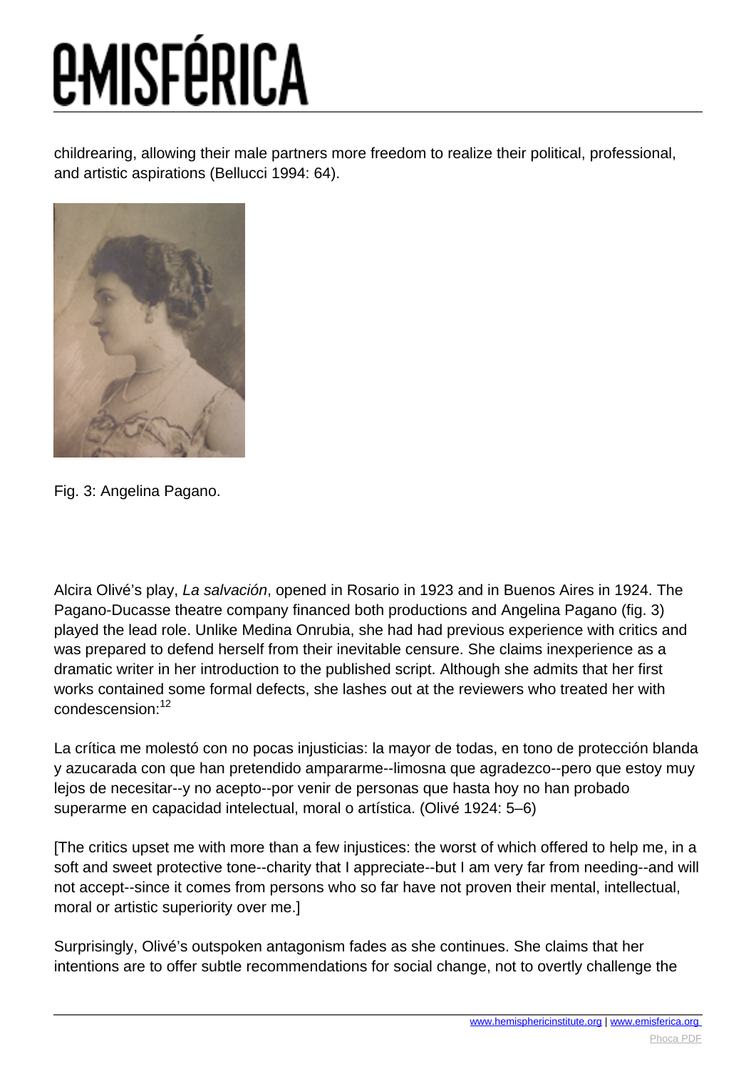childrearing, allowing their male partners more freedom to realize their political, professional, and artistic aspirations (Bellucci 1994: 64).

Fig. 3: Angelina Pagano.

Alcira Olivé's play, *La salvación*, opened in Rosario in 1923 and in Buenos Aires in 1924. The Pagano-Ducasse theatre company financed both productions and Angelina Pagano (fig. 3) played the lead role. Unlike Medina Onrubia, she had had previous experience with critics and was prepared to defend herself from their inevitable censure. She claims inexperience as a dramatic writer in her introduction to the published script. Although she admits that her first works contained some formal defects, she lashes out at the reviewers who treated her with condescension:[12]

La crítica me molestó con no pocas injusticias: la mayor de todas, en tono de protección blanda y azucarada con que han pretendido ampararme--limosna que agradezco--pero que estoy muy lejos de necesitar--y no acepto--por venir de personas que hasta hoy no han probado superarme en capacidad intelectual, moral o artística. (Olivé 1924: 5–6)

[The critics upset me with more than a few injustices: the worst of which offered to help me, in a soft and sweet protective tone--charity that I appreciate--but I am very far from needing--and will not accept--since it comes from persons who so far have not proven their mental, intellectual, moral or artistic superiority over me.]

Surprisingly, Olivé's outspoken antagonism fades as she continues. She claims that her intentions are to offer subtle recommendations for social change, not to overtly challenge the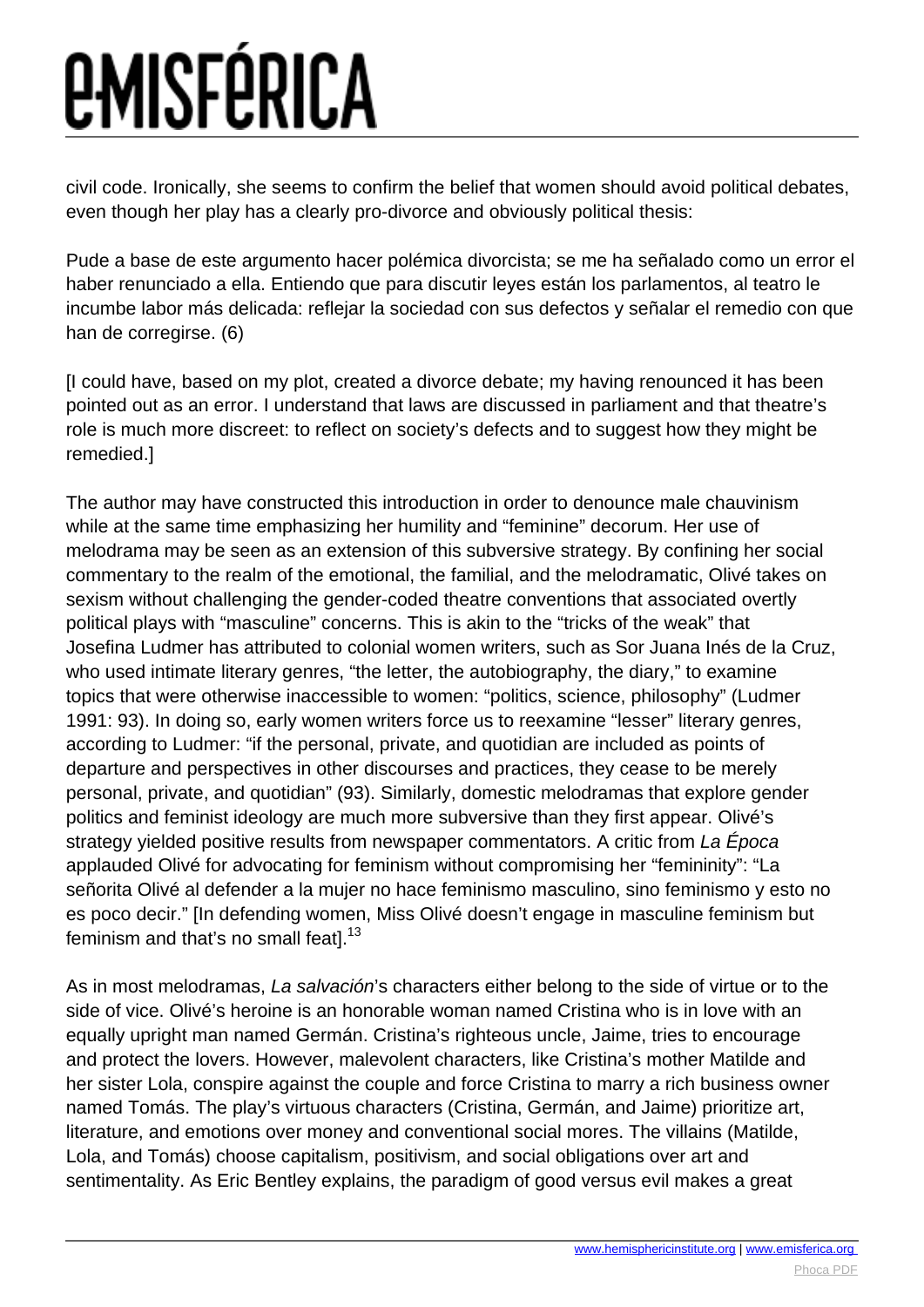civil code. Ironically, she seems to confirm the belief that women should avoid political debates, even though her play has a clearly pro-divorce and obviously political thesis:

Pude a base de este argumento hacer polémica divorcista; se me ha señalado como un error el haber renunciado a ella. Entiendo que para discutir leyes están los parlamentos, al teatro le incumbe labor más delicada: reflejar la sociedad con sus defectos y señalar el remedio con que han de corregirse. (6)

[I could have, based on my plot, created a divorce debate; my having renounced it has been pointed out as an error. I understand that laws are discussed in parliament and that theatre's role is much more discreet: to reflect on society's defects and to suggest how they might be remedied.]

The author may have constructed this introduction in order to denounce male chauvinism while at the same time emphasizing her humility and "feminine" decorum. Her use of melodrama may be seen as an extension of this subversive strategy. By confining her social commentary to the realm of the emotional, the familial, and the melodramatic, Olivé takes on sexism without challenging the gender-coded theatre conventions that associated overtly political plays with "masculine" concerns. This is akin to the "tricks of the weak" that Josefina Ludmer has attributed to colonial women writers, such as Sor Juana Inés de la Cruz, who used intimate literary genres, "the letter, the autobiography, the diary," to examine topics that were otherwise inaccessible to women: "politics, science, philosophy" (Ludmer 1991: 93). In doing so, early women writers force us to reexamine "lesser" literary genres, according to Ludmer: "if the personal, private, and quotidian are included as points of departure and perspectives in other discourses and practices, they cease to be merely personal, private, and quotidian" (93). Similarly, domestic melodramas that explore gender politics and feminist ideology are much more subversive than they first appear. Olivé's strategy yielded positive results from newspaper commentators. A critic from *La Época* applauded Olivé for advocating for feminism without compromising her "femininity": "La señorita Olivé al defender a la mujer no hace feminismo masculino, sino feminismo y esto no es poco decir." [In defending women, Miss Olivé doesn't engage in masculine feminism but feminism and that's no small feat].[13]

As in most melodramas, *La salvación*'s characters either belong to the side of virtue or to the side of vice. Olivé's heroine is an honorable woman named Cristina who is in love with an equally upright man named Germán. Cristina's righteous uncle, Jaime, tries to encourage and protect the lovers. However, malevolent characters, like Cristina's mother Matilde and her sister Lola, conspire against the couple and force Cristina to marry a rich business owner named Tomás. The play's virtuous characters (Cristina, Germán, and Jaime) prioritize art, literature, and emotions over money and conventional social mores. The villains (Matilde, Lola, and Tomás) choose capitalism, positivism, and social obligations over art and sentimentality. As Eric Bentley explains, the paradigm of good versus evil makes a great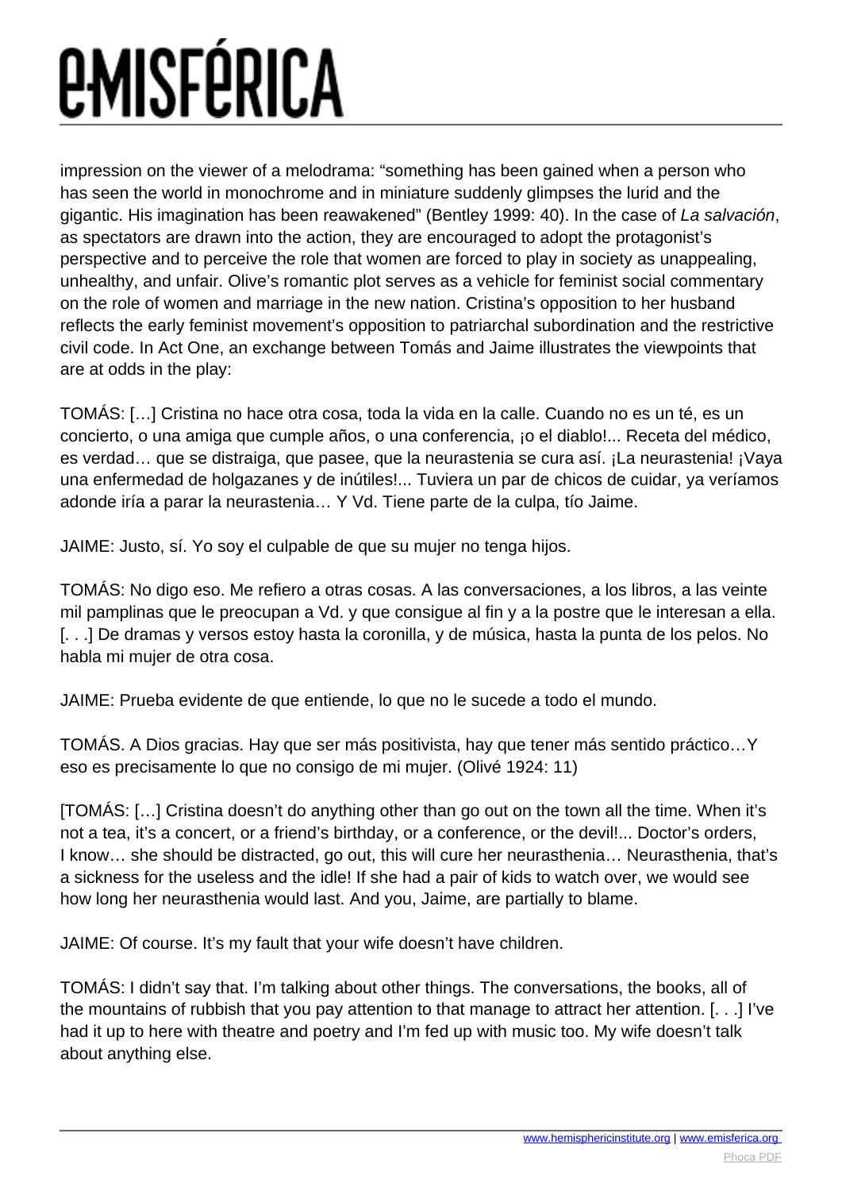impression on the viewer of a melodrama: "something has been gained when a person who has seen the world in monochrome and in miniature suddenly glimpses the lurid and the gigantic. His imagination has been reawakened" (Bentley 1999: 40). In the case of *La salvación*, as spectators are drawn into the action, they are encouraged to adopt the protagonist's perspective and to perceive the role that women are forced to play in society as unappealing, unhealthy, and unfair. Olive's romantic plot serves as a vehicle for feminist social commentary on the role of women and marriage in the new nation. Cristina's opposition to her husband reflects the early feminist movement's opposition to patriarchal subordination and the restrictive civil code. In Act One, an exchange between Tomás and Jaime illustrates the viewpoints that are at odds in the play:

TOMÁS: […] Cristina no hace otra cosa, toda la vida en la calle. Cuando no es un té, es un concierto, o una amiga que cumple años, o una conferencia, ¡o el diablo!... Receta del médico, es verdad… que se distraiga, que pasee, que la neurastenia se cura así. ¡La neurastenia! ¡Vaya una enfermedad de holgazanes y de inútiles!... Tuviera un par de chicos de cuidar, ya veríamos adonde iría a parar la neurastenia… Y Vd. Tiene parte de la culpa, tío Jaime.

JAIME: Justo, sí. Yo soy el culpable de que su mujer no tenga hijos.

TOMÁS: No digo eso. Me refiero a otras cosas. A las conversaciones, a los libros, a las veinte mil pamplinas que le preocupan a Vd. y que consigue al fin y a la postre que le interesan a ella. [. . .] De dramas y versos estoy hasta la coronilla, y de música, hasta la punta de los pelos. No habla mi mujer de otra cosa.

JAIME: Prueba evidente de que entiende, lo que no le sucede a todo el mundo.

TOMÁS. A Dios gracias. Hay que ser más positivista, hay que tener más sentido práctico…Y eso es precisamente lo que no consigo de mi mujer. (Olivé 1924: 11)

[TOMÁS: […] Cristina doesn't do anything other than go out on the town all the time. When it's not a tea, it's a concert, or a friend's birthday, or a conference, or the devil!... Doctor's orders, I know… she should be distracted, go out, this will cure her neurasthenia… Neurasthenia, that's a sickness for the useless and the idle! If she had a pair of kids to watch over, we would see how long her neurasthenia would last. And you, Jaime, are partially to blame.

JAIME: Of course. It's my fault that your wife doesn't have children.

TOMÁS: I didn't say that. I'm talking about other things. The conversations, the books, all of the mountains of rubbish that you pay attention to that manage to attract her attention. [. . .] I've had it up to here with theatre and poetry and I'm fed up with music too. My wife doesn't talk about anything else.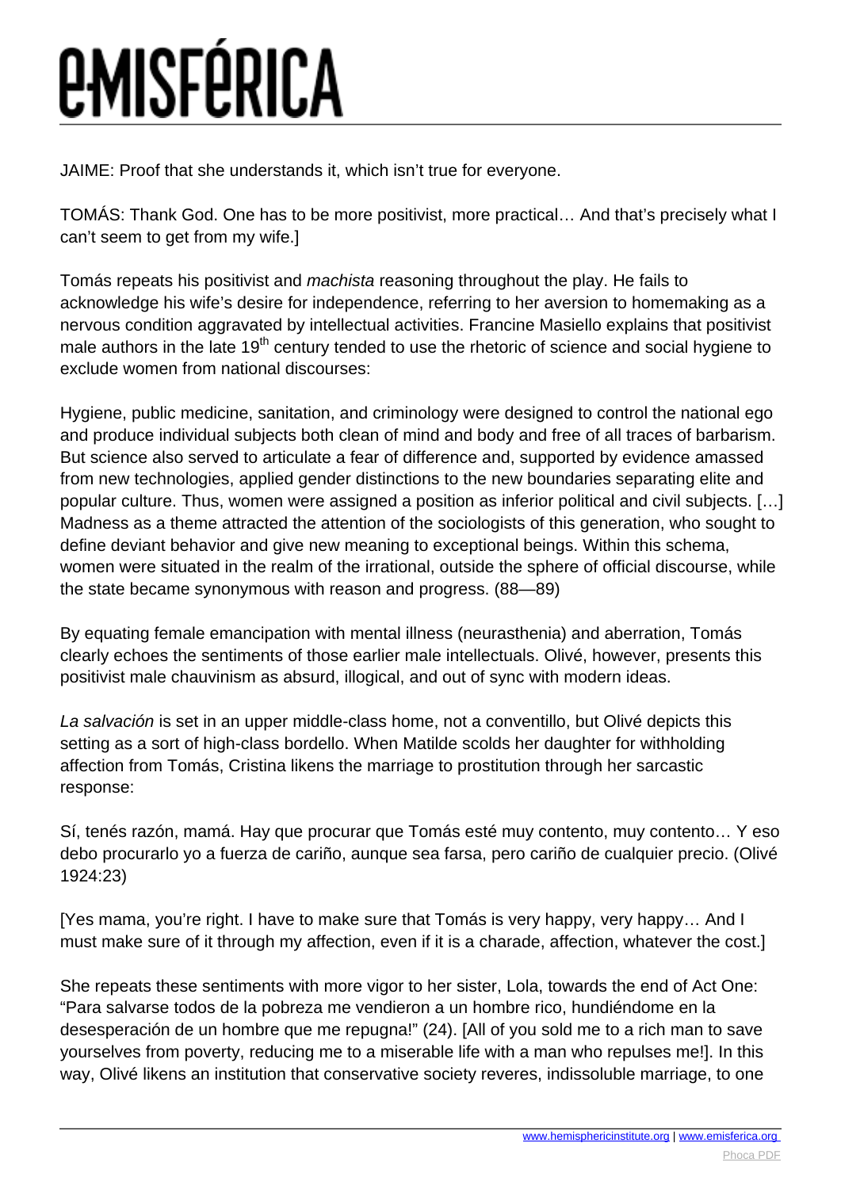JAIME: Proof that she understands it, which isn't true for everyone.

TOMÁS: Thank God. One has to be more positivist, more practical… And that's precisely what I can't seem to get from my wife.]

Tomás repeats his positivist and *machista* reasoning throughout the play. He fails to acknowledge his wife's desire for independence, referring to her aversion to homemaking as a nervous condition aggravated by intellectual activities. Francine Masiello explains that positivist male authors in the late 19th century tended to use the rhetoric of science and social hygiene to exclude women from national discourses:

Hygiene, public medicine, sanitation, and criminology were designed to control the national ego and produce individual subjects both clean of mind and body and free of all traces of barbarism. But science also served to articulate a fear of difference and, supported by evidence amassed from new technologies, applied gender distinctions to the new boundaries separating elite and popular culture. Thus, women were assigned a position as inferior political and civil subjects. […] Madness as a theme attracted the attention of the sociologists of this generation, who sought to define deviant behavior and give new meaning to exceptional beings. Within this schema, women were situated in the realm of the irrational, outside the sphere of official discourse, while the state became synonymous with reason and progress. (88—89)

By equating female emancipation with mental illness (neurasthenia) and aberration, Tomás clearly echoes the sentiments of those earlier male intellectuals. Olivé, however, presents this positivist male chauvinism as absurd, illogical, and out of sync with modern ideas.

*La salvación* is set in an upper middle-class home, not a conventillo, but Olivé depicts this setting as a sort of high-class bordello. When Matilde scolds her daughter for withholding affection from Tomás, Cristina likens the marriage to prostitution through her sarcastic response:

Sí, tenés razón, mamá. Hay que procurar que Tomás esté muy contento, muy contento… Y eso debo procurarlo yo a fuerza de cariño, aunque sea farsa, pero cariño de cualquier precio. (Olivé 1924:23)

[Yes mama, you're right. I have to make sure that Tomás is very happy, very happy… And I must make sure of it through my affection, even if it is a charade, affection, whatever the cost.]

She repeats these sentiments with more vigor to her sister, Lola, towards the end of Act One: "Para salvarse todos de la pobreza me vendieron a un hombre rico, hundiéndome en la desesperación de un hombre que me repugna!" (24). [All of you sold me to a rich man to save yourselves from poverty, reducing me to a miserable life with a man who repulses me!]. In this way, Olivé likens an institution that conservative society reveres, indissoluble marriage, to one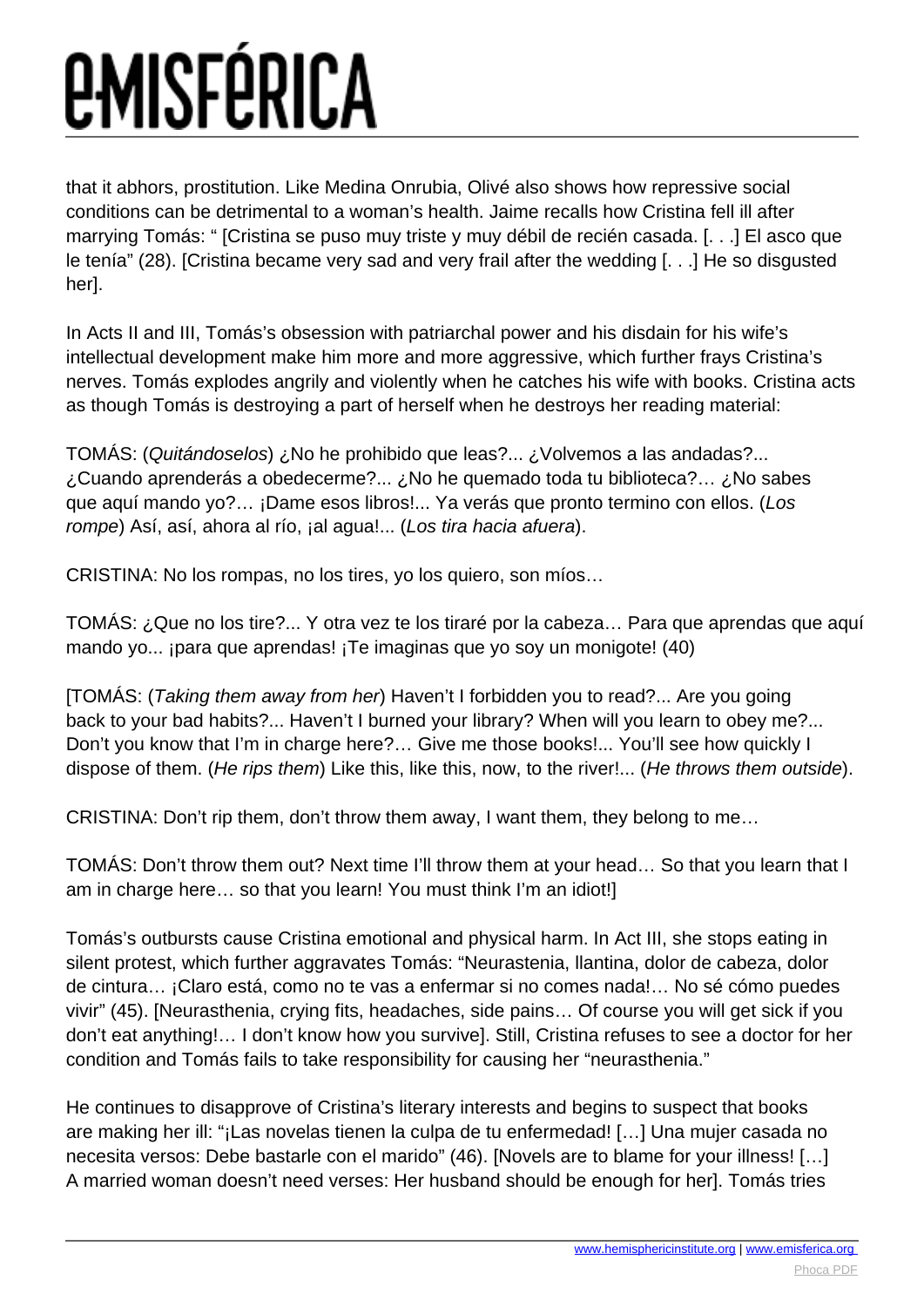that it abhors, prostitution. Like Medina Onrubia, Olivé also shows how repressive social conditions can be detrimental to a woman's health. Jaime recalls how Cristina fell ill after marrying Tomás: " [Cristina se puso muy triste y muy débil de recién casada. [. . .] El asco que le tenía" (28). [Cristina became very sad and very frail after the wedding [. . .] He so disgusted her].

In Acts II and III, Tomás's obsession with patriarchal power and his disdain for his wife's intellectual development make him more and more aggressive, which further frays Cristina's nerves. Tomás explodes angrily and violently when he catches his wife with books. Cristina acts as though Tomás is destroying a part of herself when he destroys her reading material:

TOMÁS: (*Quitándoselos*) ¿No he prohibido que leas?... ¿Volvemos a las andadas?... ¿Cuando aprenderás a obedecerme?... ¿No he quemado toda tu biblioteca?… ¿No sabes que aquí mando yo?… ¡Dame esos libros!... Ya verás que pronto termino con ellos. (*Los rompe*) Así, así, ahora al río, ¡al agua!... (*Los tira hacia afuera*).

CRISTINA: No los rompas, no los tires, yo los quiero, son míos…

TOMÁS: ¿Que no los tire?... Y otra vez te los tiraré por la cabeza… Para que aprendas que aquí mando yo... ¡para que aprendas! ¡Te imaginas que yo soy un monigote! (40)

[TOMÁS: (*Taking them away from her*) Haven't I forbidden you to read?... Are you going back to your bad habits?... Haven't I burned your library? When will you learn to obey me?... Don't you know that I'm in charge here?… Give me those books!... You'll see how quickly I dispose of them. (*He rips them*) Like this, like this, now, to the river!... (*He throws them outside*).

CRISTINA: Don't rip them, don't throw them away, I want them, they belong to me…

TOMÁS: Don't throw them out? Next time I'll throw them at your head… So that you learn that I am in charge here… so that you learn! You must think I'm an idiot!]

Tomás's outbursts cause Cristina emotional and physical harm. In Act III, she stops eating in silent protest, which further aggravates Tomás: "Neurastenia, llantina, dolor de cabeza, dolor de cintura… ¡Claro está, como no te vas a enfermar si no comes nada!… No sé cómo puedes vivir" (45). [Neurasthenia, crying fits, headaches, side pains… Of course you will get sick if you don't eat anything!… I don't know how you survive]. Still, Cristina refuses to see a doctor for her condition and Tomás fails to take responsibility for causing her "neurasthenia."

He continues to disapprove of Cristina's literary interests and begins to suspect that books are making her ill: "¡Las novelas tienen la culpa de tu enfermedad! […] Una mujer casada no necesita versos: Debe bastarle con el marido" (46). [Novels are to blame for your illness! […] A married woman doesn't need verses: Her husband should be enough for her]. Tomás tries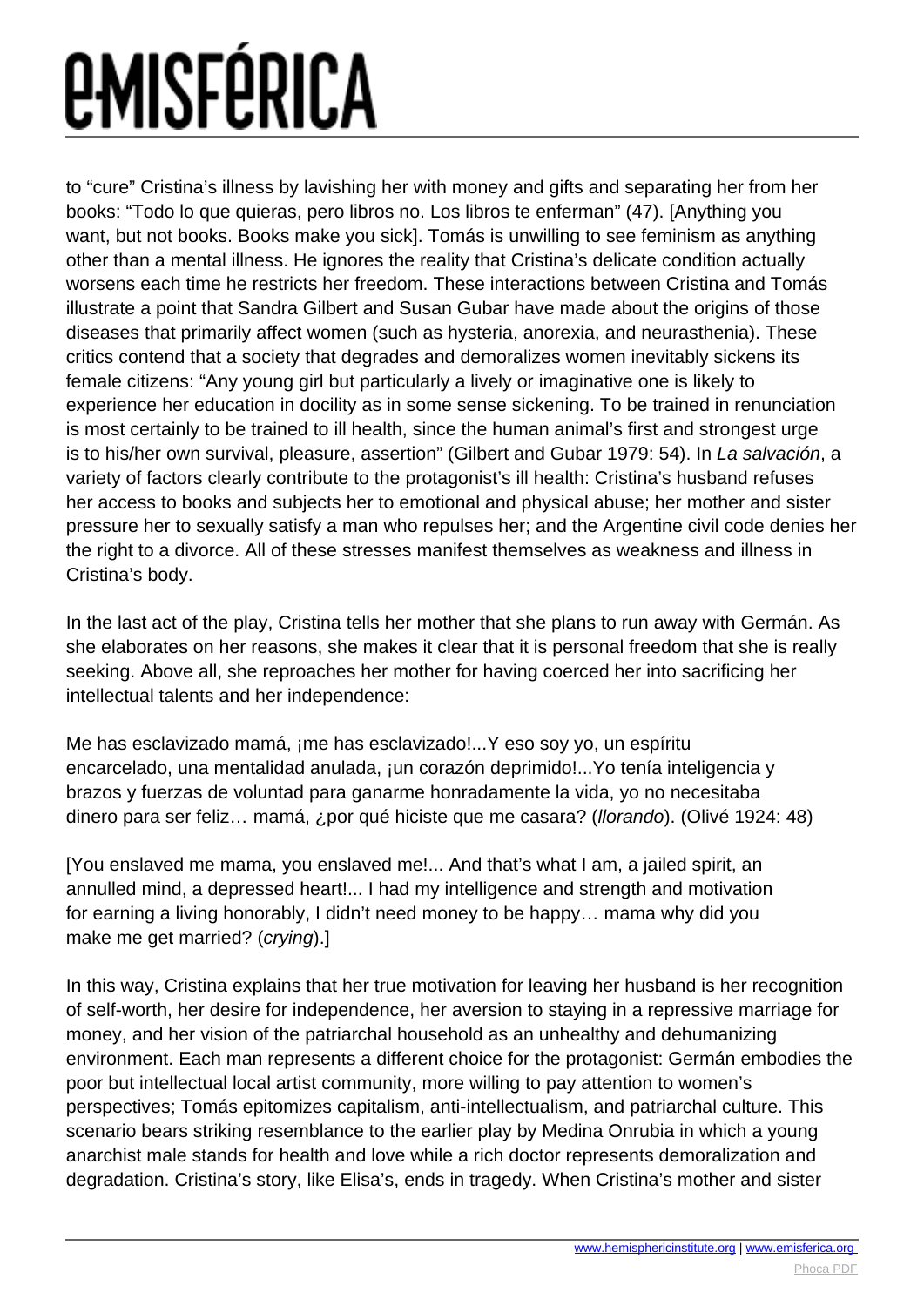to "cure" Cristina's illness by lavishing her with money and gifts and separating her from her books: "Todo lo que quieras, pero libros no. Los libros te enferman" (47). [Anything you want, but not books. Books make you sick]. Tomás is unwilling to see feminism as anything other than a mental illness. He ignores the reality that Cristina's delicate condition actually worsens each time he restricts her freedom. These interactions between Cristina and Tomás illustrate a point that Sandra Gilbert and Susan Gubar have made about the origins of those diseases that primarily affect women (such as hysteria, anorexia, and neurasthenia). These critics contend that a society that degrades and demoralizes women inevitably sickens its female citizens: "Any young girl but particularly a lively or imaginative one is likely to experience her education in docility as in some sense sickening. To be trained in renunciation is most certainly to be trained to ill health, since the human animal's first and strongest urge is to his/her own survival, pleasure, assertion" (Gilbert and Gubar 1979: 54). In *La salvación*, a variety of factors clearly contribute to the protagonist's ill health: Cristina's husband refuses her access to books and subjects her to emotional and physical abuse; her mother and sister pressure her to sexually satisfy a man who repulses her; and the Argentine civil code denies her the right to a divorce. All of these stresses manifest themselves as weakness and illness in Cristina's body.

In the last act of the play, Cristina tells her mother that she plans to run away with Germán. As she elaborates on her reasons, she makes it clear that it is personal freedom that she is really seeking. Above all, she reproaches her mother for having coerced her into sacrificing her intellectual talents and her independence:

> Me has esclavizado mamá, ¡me has esclavizado!...Y eso soy yo, un espíritu encarcelado, una mentalidad anulada, ¡un corazón deprimido!...Yo tenía inteligencia y brazos y fuerzas de voluntad para ganarme honradamente la vida, yo no necesitaba dinero para ser feliz… mamá, ¿por qué hiciste que me casara? (*llorando*). (Olivé 1924: 48)
>
> [You enslaved me mama, you enslaved me!... And that's what I am, a jailed spirit, an annulled mind, a depressed heart!... I had my intelligence and strength and motivation for earning a living honorably, I didn't need money to be happy… mama why did you make me get married? (*crying*).]

In this way, Cristina explains that her true motivation for leaving her husband is her recognition of self-worth, her desire for independence, her aversion to staying in a repressive marriage for money, and her vision of the patriarchal household as an unhealthy and dehumanizing environment. Each man represents a different choice for the protagonist: Germán embodies the poor but intellectual local artist community, more willing to pay attention to women's perspectives; Tomás epitomizes capitalism, anti-intellectualism, and patriarchal culture. This scenario bears striking resemblance to the earlier play by Medina Onrubia in which a young anarchist male stands for health and love while a rich doctor represents demoralization and degradation. Cristina's story, like Elisa's, ends in tragedy. When Cristina's mother and sister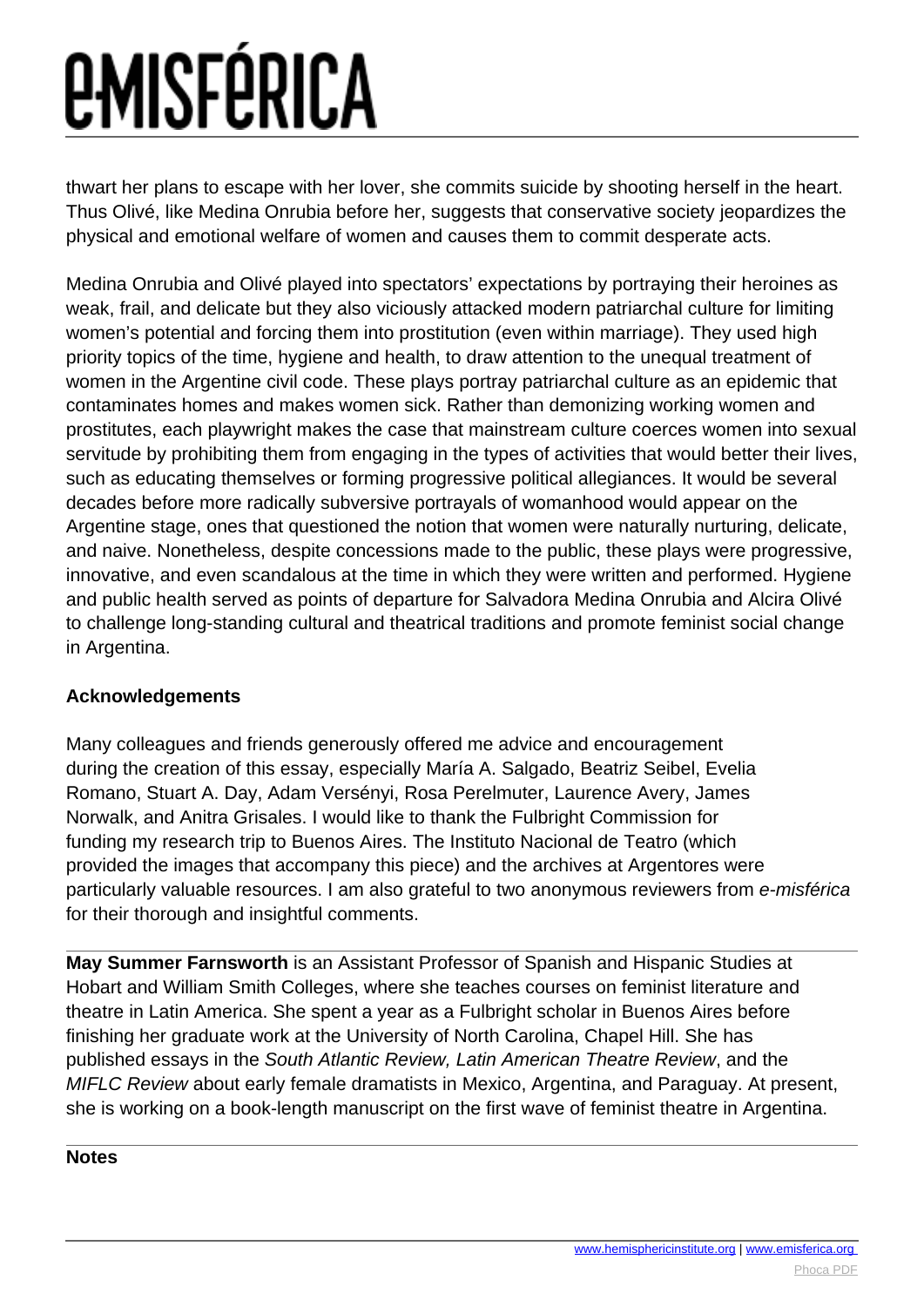thwart her plans to escape with her lover, she commits suicide by shooting herself in the heart. Thus Olivé, like Medina Onrubia before her, suggests that conservative society jeopardizes the physical and emotional welfare of women and causes them to commit desperate acts.

Medina Onrubia and Olivé played into spectators' expectations by portraying their heroines as weak, frail, and delicate but they also viciously attacked modern patriarchal culture for limiting women's potential and forcing them into prostitution (even within marriage). They used high priority topics of the time, hygiene and health, to draw attention to the unequal treatment of women in the Argentine civil code. These plays portray patriarchal culture as an epidemic that contaminates homes and makes women sick. Rather than demonizing working women and prostitutes, each playwright makes the case that mainstream culture coerces women into sexual servitude by prohibiting them from engaging in the types of activities that would better their lives, such as educating themselves or forming progressive political allegiances. It would be several decades before more radically subversive portrayals of womanhood would appear on the Argentine stage, ones that questioned the notion that women were naturally nurturing, delicate, and naive. Nonetheless, despite concessions made to the public, these plays were progressive, innovative, and even scandalous at the time in which they were written and performed. Hygiene and public health served as points of departure for Salvadora Medina Onrubia and Alcira Olivé to challenge long-standing cultural and theatrical traditions and promote feminist social change in Argentina.

**Acknowledgements**

Many colleagues and friends generously offered me advice and encouragement during the creation of this essay, especially María A. Salgado, Beatriz Seibel, Evelia Romano, Stuart A. Day, Adam Versényi, Rosa Perelmuter, Laurence Avery, James Norwalk, and Anitra Grisales. I would like to thank the Fulbright Commission for funding my research trip to Buenos Aires. The Instituto Nacional de Teatro (which provided the images that accompany this piece) and the archives at Argentores were particularly valuable resources. I am also grateful to two anonymous reviewers from *e-misférica* for their thorough and insightful comments.

---

**May Summer Farnsworth** is an Assistant Professor of Spanish and Hispanic Studies at Hobart and William Smith Colleges, where she teaches courses on feminist literature and theatre in Latin America. She spent a year as a Fulbright scholar in Buenos Aires before finishing her graduate work at the University of North Carolina, Chapel Hill. She has published essays in the *South Atlantic Review, Latin American Theatre Review*, and the *MIFLC Review* about early female dramatists in Mexico, Argentina, and Paraguay. At present, she is working on a book-length manuscript on the first wave of feminist theatre in Argentina.

---

**Notes**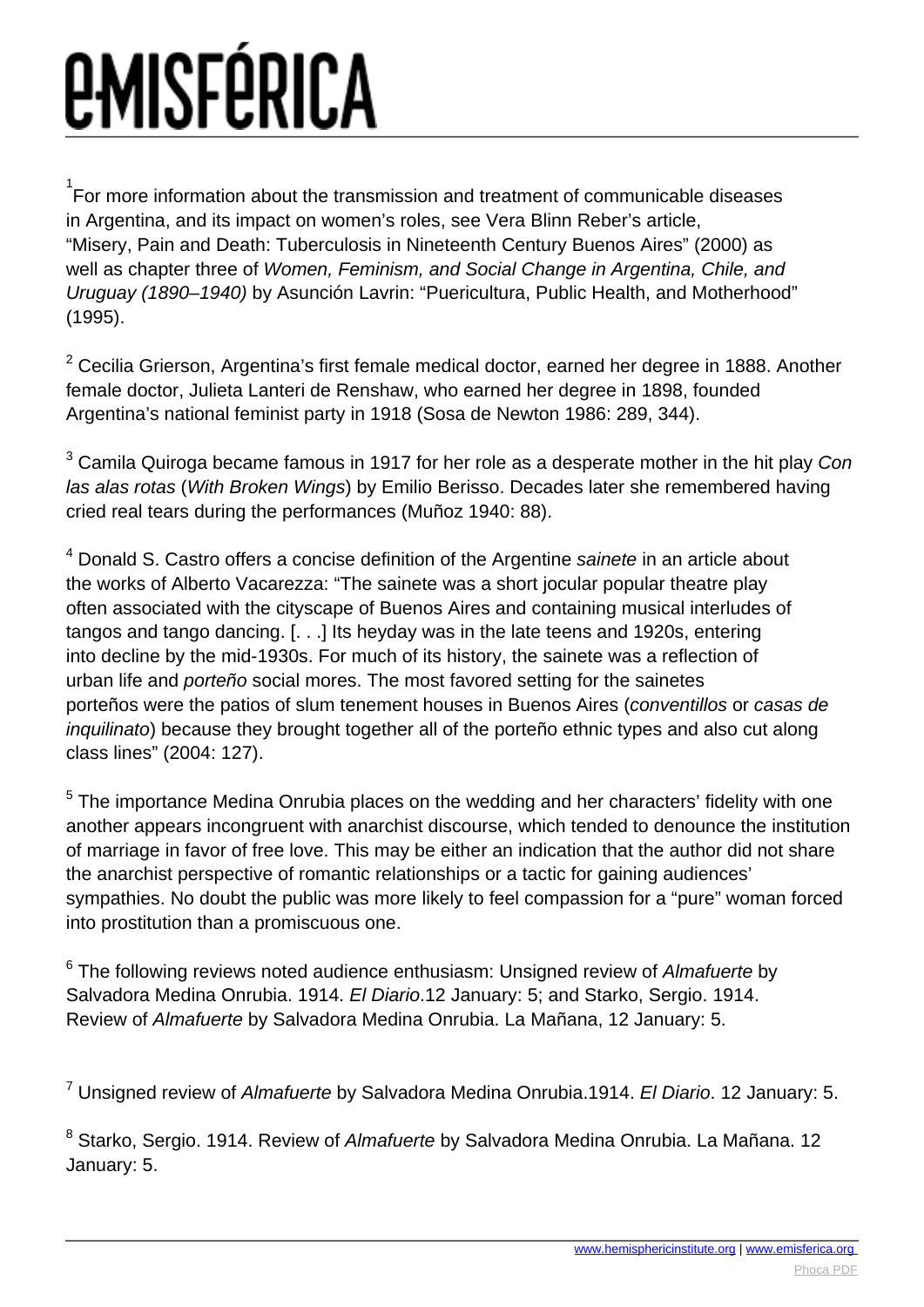[1] For more information about the transmission and treatment of communicable diseases in Argentina, and its impact on women's roles, see Vera Blinn Reber's article, "Misery, Pain and Death: Tuberculosis in Nineteenth Century Buenos Aires" (2000) as well as chapter three of *Women, Feminism, and Social Change in Argentina, Chile, and Uruguay (1890–1940)* by Asunción Lavrin: "Puericultura, Public Health, and Motherhood" (1995).

[2] Cecilia Grierson, Argentina's first female medical doctor, earned her degree in 1888. Another female doctor, Julieta Lanteri de Renshaw, who earned her degree in 1898, founded Argentina's national feminist party in 1918 (Sosa de Newton 1986: 289, 344).

[3] Camila Quiroga became famous in 1917 for her role as a desperate mother in the hit play *Con las alas rotas* (*With Broken Wings*) by Emilio Berisso. Decades later she remembered having cried real tears during the performances (Muñoz 1940: 88).

[4] Donald S. Castro offers a concise definition of the Argentine *sainete* in an article about the works of Alberto Vacarezza: "The sainete was a short jocular popular theatre play often associated with the cityscape of Buenos Aires and containing musical interludes of tangos and tango dancing. [. . .] Its heyday was in the late teens and 1920s, entering into decline by the mid-1930s. For much of its history, the sainete was a reflection of urban life and *porteño* social mores. The most favored setting for the sainetes porteños were the patios of slum tenement houses in Buenos Aires (*conventillos* or *casas de inquilinato*) because they brought together all of the porteño ethnic types and also cut along class lines" (2004: 127).

[5] The importance Medina Onrubia places on the wedding and her characters' fidelity with one another appears incongruent with anarchist discourse, which tended to denounce the institution of marriage in favor of free love. This may be either an indication that the author did not share the anarchist perspective of romantic relationships or a tactic for gaining audiences' sympathies. No doubt the public was more likely to feel compassion for a "pure" woman forced into prostitution than a promiscuous one.

[6] The following reviews noted audience enthusiasm: Unsigned review of *Almafuerte* by Salvadora Medina Onrubia. 1914. *El Diario*.12 January: 5; and Starko, Sergio. 1914. Review of *Almafuerte* by Salvadora Medina Onrubia. La Mañana, 12 January: 5.

[7] Unsigned review of *Almafuerte* by Salvadora Medina Onrubia.1914. *El Diario*. 12 January: 5.

[8] Starko, Sergio. 1914. Review of *Almafuerte* by Salvadora Medina Onrubia. La Mañana. 12 January: 5.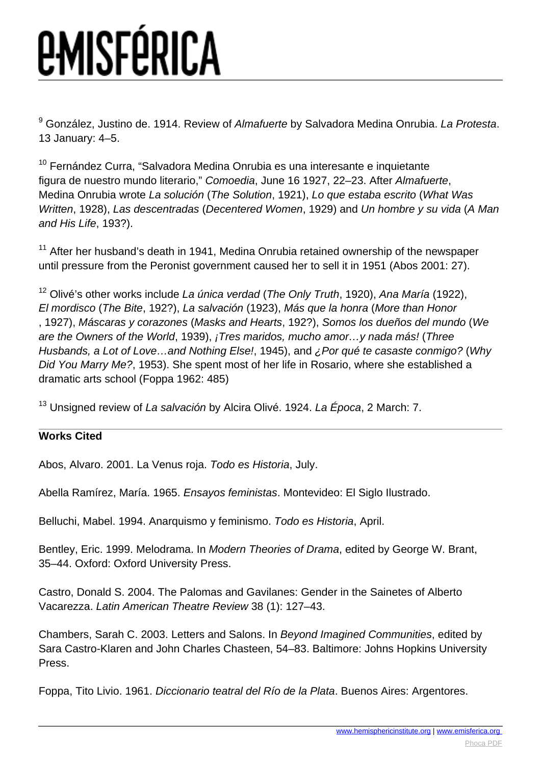[9] González, Justino de. 1914. Review of *Almafuerte* by Salvadora Medina Onrubia. *La Protesta*. 13 January: 4–5.

[10] Fernández Curra, "Salvadora Medina Onrubia es una interesante e inquietante figura de nuestro mundo literario," *Comoedia*, June 16 1927, 22–23. After *Almafuerte*, Medina Onrubia wrote *La solución* (*The Solution*, 1921), *Lo que estaba escrito* (*What Was Written*, 1928), *Las descentradas* (*Decentered Women*, 1929) and *Un hombre y su vida* (*A Man and His Life*, 193?).

[11] After her husband's death in 1941, Medina Onrubia retained ownership of the newspaper until pressure from the Peronist government caused her to sell it in 1951 (Abos 2001: 27).

[12] Olivé's other works include *La única verdad* (*The Only Truth*, 1920), *Ana María* (1922), *El mordisco* (*The Bite*, 192?), *La salvación* (1923), *Más que la honra* (*More than Honor*, 1927), *Máscaras y corazones* (*Masks and Hearts*, 192?), *Somos los dueños del mundo* (*We are the Owners of the World*, 1939), *¡Tres maridos, mucho amor…y nada más!* (*Three Husbands, a Lot of Love…and Nothing Else!*, 1945), and *¿Por qué te casaste conmigo?* (*Why Did You Marry Me?*, 1953). She spent most of her life in Rosario, where she established a dramatic arts school (Foppa 1962: 485)

[13] Unsigned review of *La salvación* by Alcira Olivé. 1924. *La Época*, 2 March: 7.

---

**Works Cited**

Abos, Alvaro. 2001. La Venus roja. *Todo es Historia*, July.

Abella Ramírez, María. 1965. *Ensayos feministas*. Montevideo: El Siglo Ilustrado.

Belluchi, Mabel. 1994. Anarquismo y feminismo. *Todo es Historia*, April.

Bentley, Eric. 1999. Melodrama. In *Modern Theories of Drama*, edited by George W. Brant, 35–44. Oxford: Oxford University Press.

Castro, Donald S. 2004. The Palomas and Gavilanes: Gender in the Sainetes of Alberto Vacarezza. *Latin American Theatre Review* 38 (1): 127–43.

Chambers, Sarah C. 2003. Letters and Salons. In *Beyond Imagined Communities*, edited by Sara Castro-Klaren and John Charles Chasteen, 54–83. Baltimore: Johns Hopkins University Press.

Foppa, Tito Livio. 1961. *Diccionario teatral del Río de la Plata*. Buenos Aires: Argentores.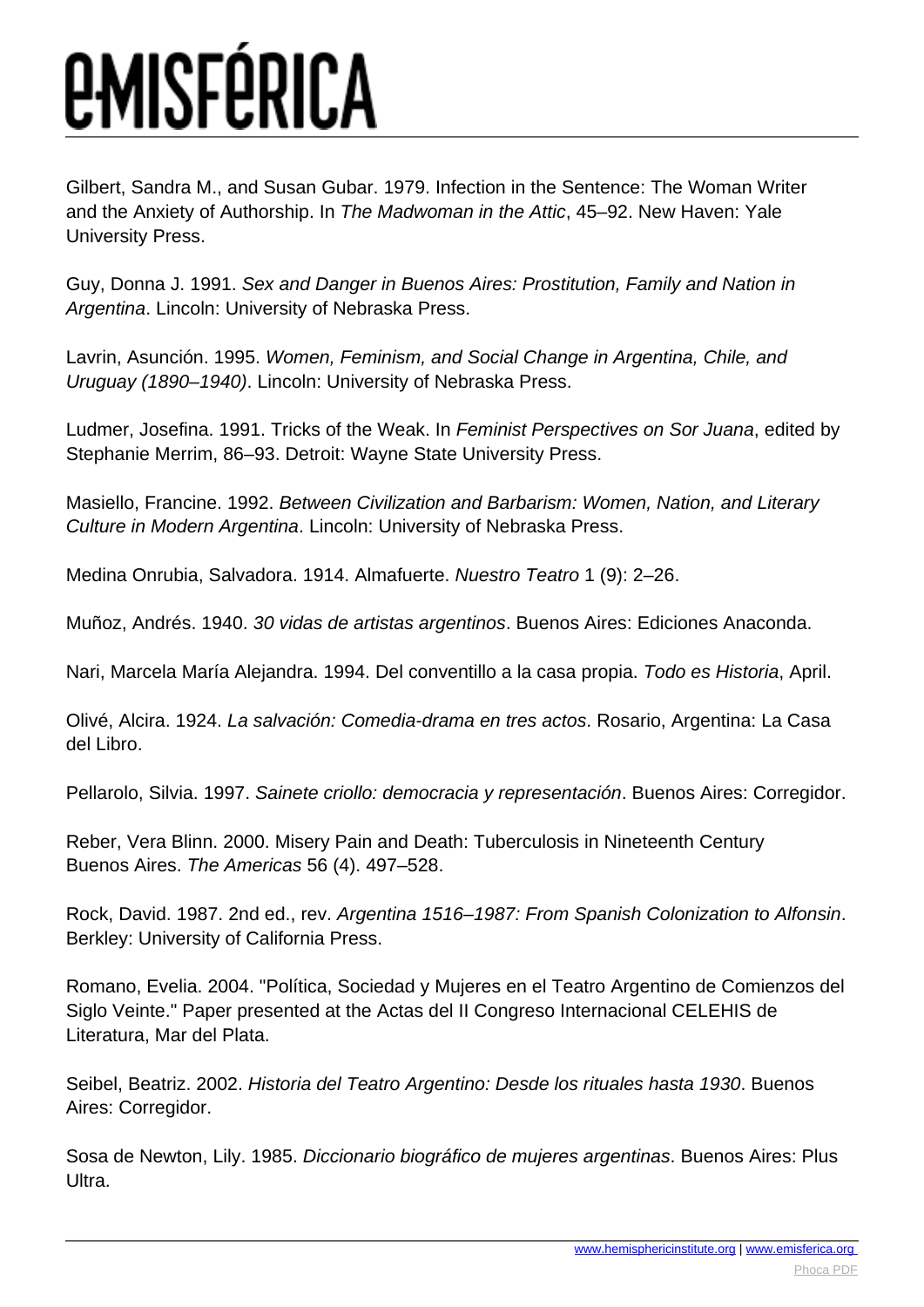Gilbert, Sandra M., and Susan Gubar. 1979. Infection in the Sentence: The Woman Writer and the Anxiety of Authorship. In *The Madwoman in the Attic*, 45–92. New Haven: Yale University Press.

Guy, Donna J. 1991. *Sex and Danger in Buenos Aires: Prostitution, Family and Nation in Argentina*. Lincoln: University of Nebraska Press.

Lavrin, Asunción. 1995. *Women, Feminism, and Social Change in Argentina, Chile, and Uruguay (1890–1940)*. Lincoln: University of Nebraska Press.

Ludmer, Josefina. 1991. Tricks of the Weak. In *Feminist Perspectives on Sor Juana*, edited by Stephanie Merrim, 86–93. Detroit: Wayne State University Press.

Masiello, Francine. 1992. *Between Civilization and Barbarism: Women, Nation, and Literary Culture in Modern Argentina*. Lincoln: University of Nebraska Press.

Medina Onrubia, Salvadora. 1914. Almafuerte. *Nuestro Teatro* 1 (9): 2–26.

Muñoz, Andrés. 1940. *30 vidas de artistas argentinos*. Buenos Aires: Ediciones Anaconda.

Nari, Marcela María Alejandra. 1994. Del conventillo a la casa propia. *Todo es Historia*, April.

Olivé, Alcira. 1924. *La salvación: Comedia-drama en tres actos*. Rosario, Argentina: La Casa del Libro.

Pellarolo, Silvia. 1997. *Sainete criollo: democracia y representación*. Buenos Aires: Corregidor.

Reber, Vera Blinn. 2000. Misery Pain and Death: Tuberculosis in Nineteenth Century Buenos Aires. *The Americas* 56 (4). 497–528.

Rock, David. 1987. 2nd ed., rev. *Argentina 1516–1987: From Spanish Colonization to Alfonsin*. Berkley: University of California Press.

Romano, Evelia. 2004. "Política, Sociedad y Mujeres en el Teatro Argentino de Comienzos del Siglo Veinte." Paper presented at the Actas del II Congreso Internacional CELEHIS de Literatura, Mar del Plata.

Seibel, Beatriz. 2002. *Historia del Teatro Argentino: Desde los rituales hasta 1930*. Buenos Aires: Corregidor.

Sosa de Newton, Lily. 1985. *Diccionario biográfico de mujeres argentinas*. Buenos Aires: Plus Ultra.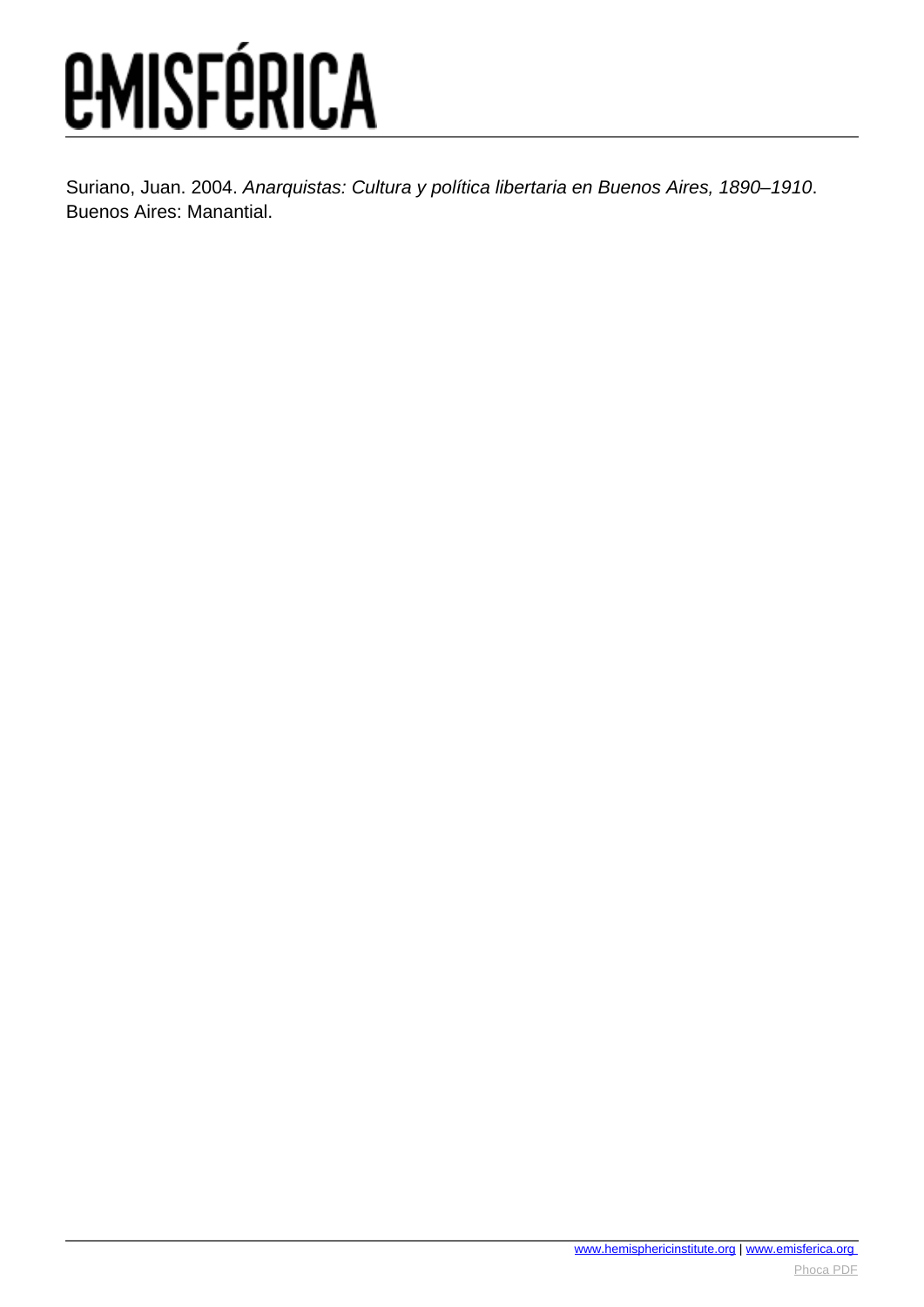Suriano, Juan. 2004. *Anarquistas: Cultura y política libertaria en Buenos Aires, 1890–1910*. Buenos Aires: Manantial.